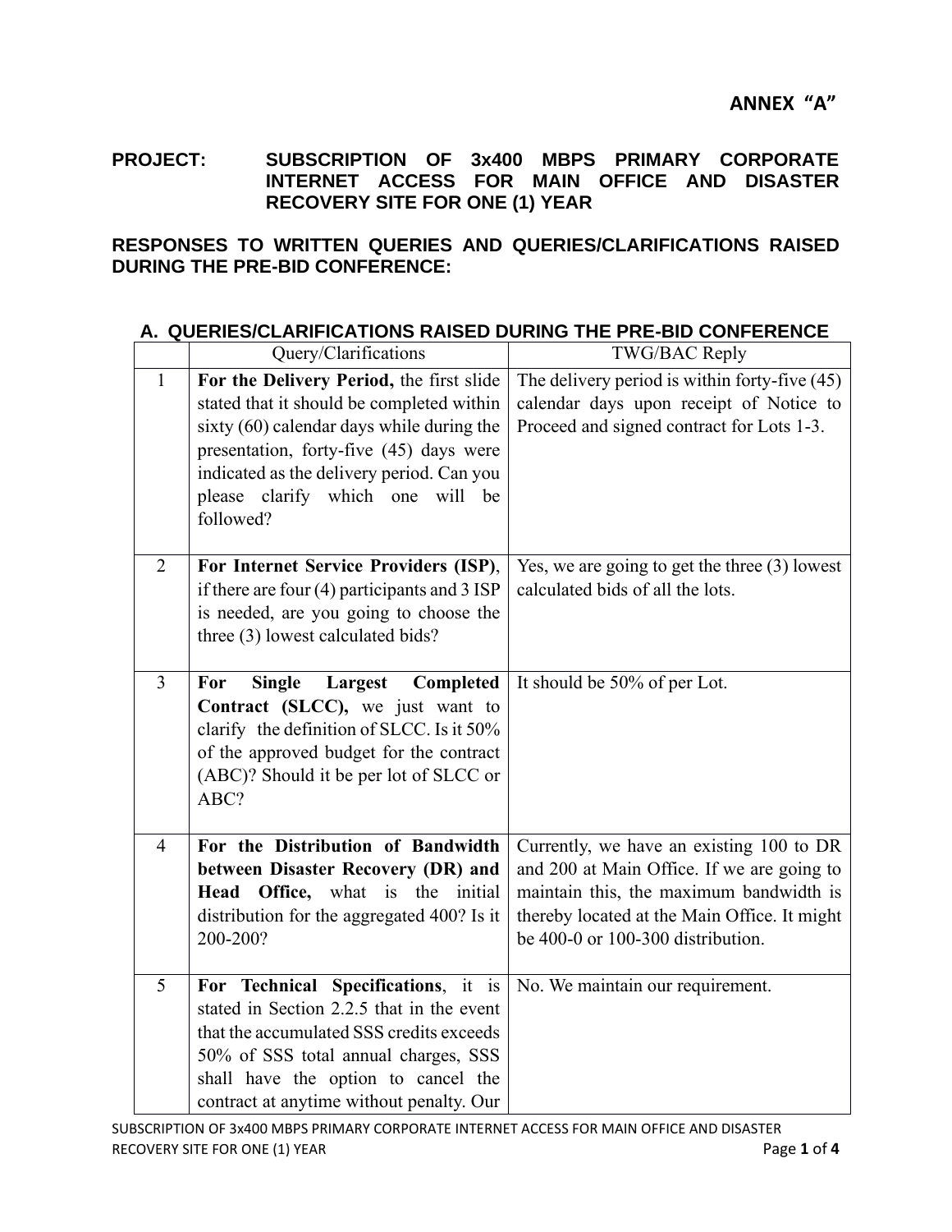**ANNEX "A"**

**PROJECT: SUBSCRIPTION OF 3x400 MBPS PRIMARY CORPORATE INTERNET ACCESS FOR MAIN OFFICE AND DISASTER RECOVERY SITE FOR ONE (1) YEAR**

**RESPONSES TO WRITTEN QUERIES AND QUERIES/CLARIFICATIONS RAISED DURING THE PRE-BID CONFERENCE:**

## A. QUERIES/CLARIFICATIONS RAISED DURING THE PRE-BID CONFERENCE

| | Query/Clarifications | TWG/BAC Reply |
|---|---|---|
| 1 | **For the Delivery Period,** the first slide stated that it should be completed within sixty (60) calendar days while during the presentation, forty-five (45) days were indicated as the delivery period. Can you please clarify which one will be followed? | The delivery period is within forty-five (45) calendar days upon receipt of Notice to Proceed and signed contract for Lots 1-3. |
| 2 | **For Internet Service Providers (ISP)**, if there are four (4) participants and 3 ISP is needed, are you going to choose the three (3) lowest calculated bids? | Yes, we are going to get the three (3) lowest calculated bids of all the lots. |
| 3 | **For Single Largest Completed Contract (SLCC),** we just want to clarify the definition of SLCC. Is it 50% of the approved budget for the contract (ABC)? Should it be per lot of SLCC or ABC? | It should be 50% of per Lot. |
| 4 | **For the Distribution of Bandwidth between Disaster Recovery (DR) and Head Office,** what is the initial distribution for the aggregated 400? Is it 200-200? | Currently, we have an existing 100 to DR and 200 at Main Office. If we are going to maintain this, the maximum bandwidth is thereby located at the Main Office. It might be 400-0 or 100-300 distribution. |
| 5 | **For Technical Specifications**, it is stated in Section 2.2.5 that in the event that the accumulated SSS credits exceeds 50% of SSS total annual charges, SSS shall have the option to cancel the contract at anytime without penalty. Our | No. We maintain our requirement. |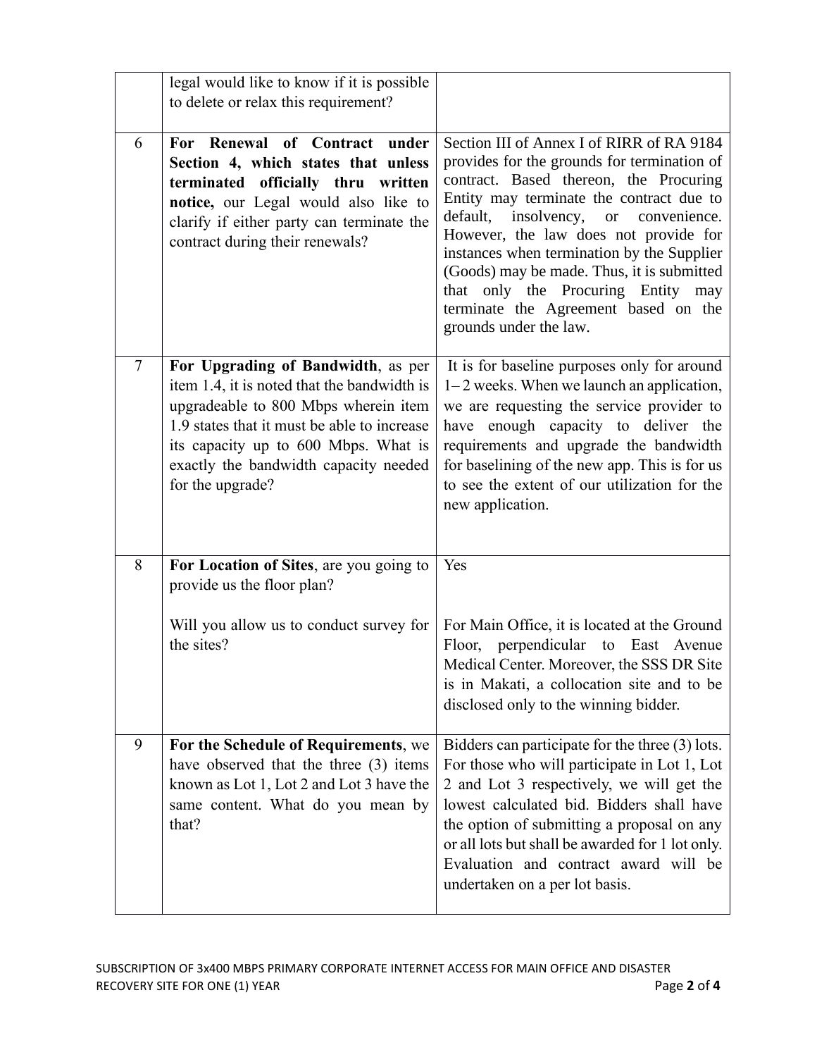| | | |
|---|---|---|
| | legal would like to know if it is possible to delete or relax this requirement? | |
| 6 | **For Renewal of Contract under Section 4, which states that unless terminated officially thru written notice,** our Legal would also like to clarify if either party can terminate the contract during their renewals? | Section III of Annex I of RIRR of RA 9184 provides for the grounds for termination of contract. Based thereon, the Procuring Entity may terminate the contract due to default, insolvency, or convenience. However, the law does not provide for instances when termination by the Supplier (Goods) may be made. Thus, it is submitted that only the Procuring Entity may terminate the Agreement based on the grounds under the law. |
| 7 | **For Upgrading of Bandwidth**, as per item 1.4, it is noted that the bandwidth is upgradeable to 800 Mbps wherein item 1.9 states that it must be able to increase its capacity up to 600 Mbps. What is exactly the bandwidth capacity needed for the upgrade? | It is for baseline purposes only for around 1– 2 weeks. When we launch an application, we are requesting the service provider to have enough capacity to deliver the requirements and upgrade the bandwidth for baselining of the new app. This is for us to see the extent of our utilization for the new application. |
| 8 | **For Location of Sites**, are you going to provide us the floor plan?<br><br>Will you allow us to conduct survey for the sites? | Yes<br><br>For Main Office, it is located at the Ground Floor, perpendicular to East Avenue Medical Center. Moreover, the SSS DR Site is in Makati, a collocation site and to be disclosed only to the winning bidder. |
| 9 | **For the Schedule of Requirements**, we have observed that the three (3) items known as Lot 1, Lot 2 and Lot 3 have the same content. What do you mean by that? | Bidders can participate for the three (3) lots. For those who will participate in Lot 1, Lot 2 and Lot 3 respectively, we will get the lowest calculated bid. Bidders shall have the option of submitting a proposal on any or all lots but shall be awarded for 1 lot only. Evaluation and contract award will be undertaken on a per lot basis. |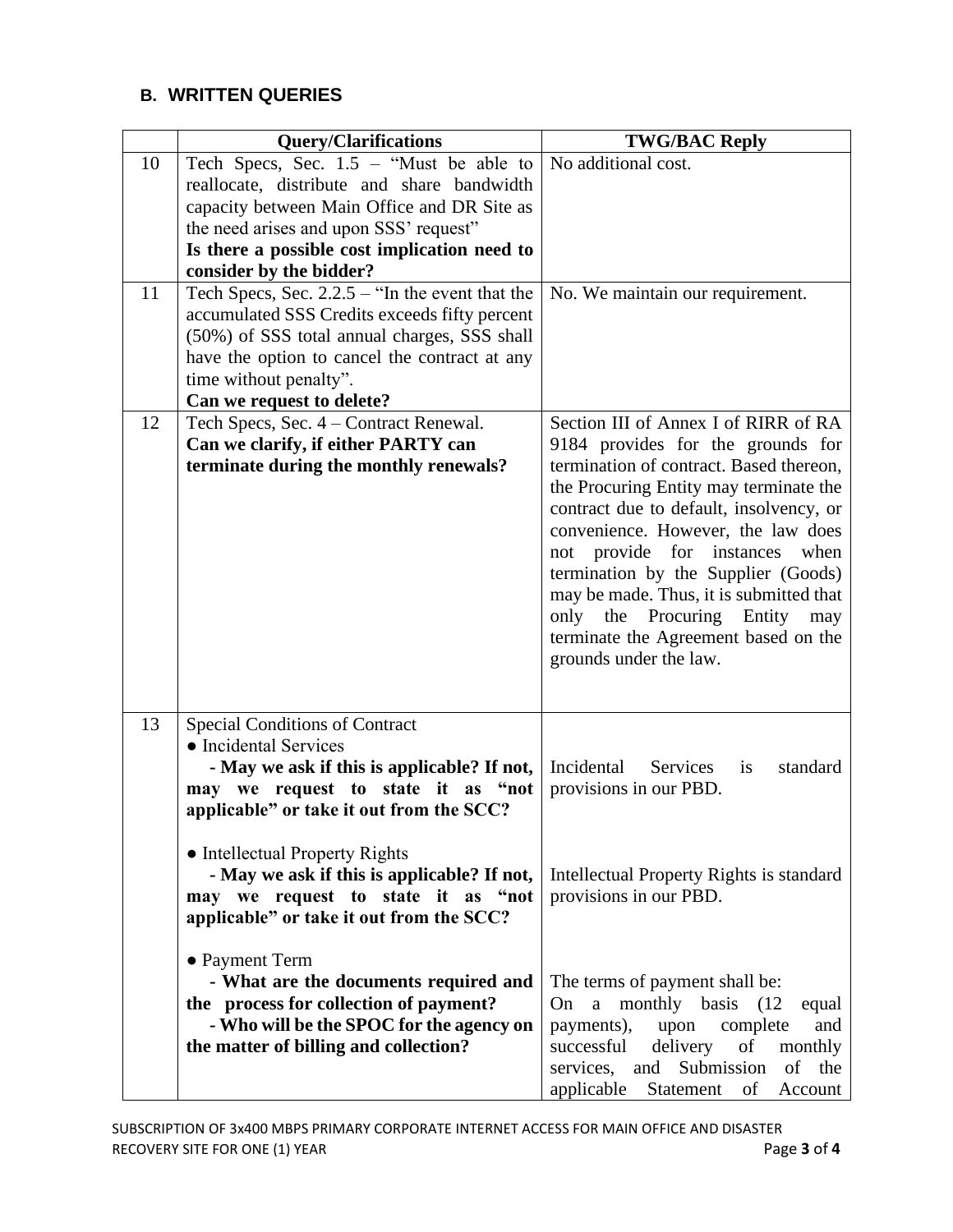### B. WRITTEN QUERIES

| | Query/Clarifications | TWG/BAC Reply |
|---|---|---|
| 10 | Tech Specs, Sec. 1.5 – "Must be able to reallocate, distribute and share bandwidth capacity between Main Office and DR Site as the need arises and upon SSS' request" **Is there a possible cost implication need to consider by the bidder?** | No additional cost. |
| 11 | Tech Specs, Sec. 2.2.5 – "In the event that the accumulated SSS Credits exceeds fifty percent (50%) of SSS total annual charges, SSS shall have the option to cancel the contract at any time without penalty". **Can we request to delete?** | No. We maintain our requirement. |
| 12 | Tech Specs, Sec. 4 – Contract Renewal. **Can we clarify, if either PARTY can terminate during the monthly renewals?** | Section III of Annex I of RIRR of RA 9184 provides for the grounds for termination of contract. Based thereon, the Procuring Entity may terminate the contract due to default, insolvency, or convenience. However, the law does not provide for instances when termination by the Supplier (Goods) may be made. Thus, it is submitted that only the Procuring Entity may terminate the Agreement based on the grounds under the law. |
| 13 | Special Conditions of Contract<br>● Incidental Services<br>**- May we ask if this is applicable? If not, may we request to state it as "not applicable" or take it out from the SCC?**<br><br>● Intellectual Property Rights<br>**- May we ask if this is applicable? If not, may we request to state it as "not applicable" or take it out from the SCC?**<br><br>● Payment Term<br>**- What are the documents required and the process for collection of payment?**<br>**- Who will be the SPOC for the agency on the matter of billing and collection?** | Incidental Services is standard provisions in our PBD.<br><br>Intellectual Property Rights is standard provisions in our PBD.<br><br>The terms of payment shall be:<br>On a monthly basis (12 equal payments), upon complete and successful delivery of monthly services, and Submission of the applicable Statement of Account |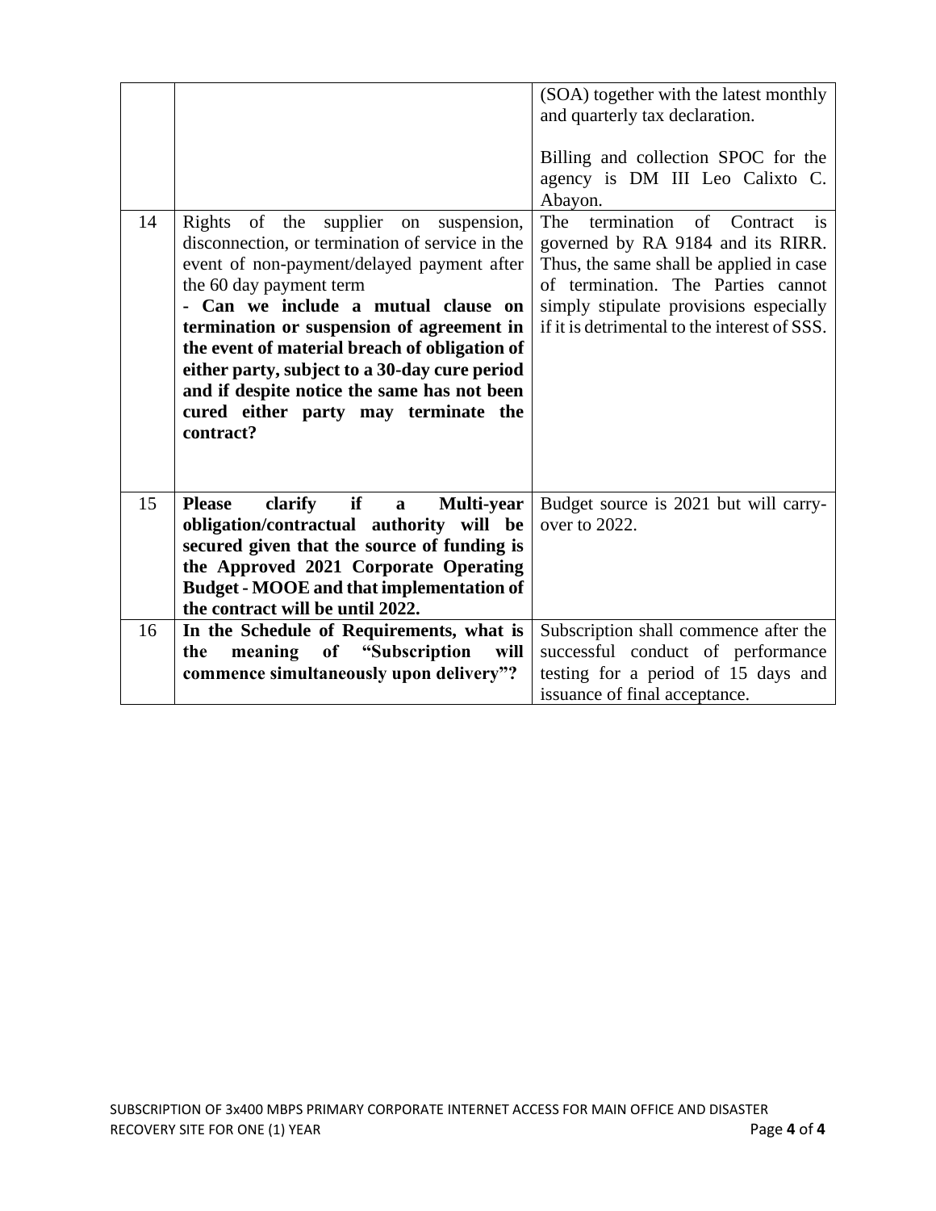| | | |
|---|---|---|
| | | (SOA) together with the latest monthly and quarterly tax declaration.<br><br>Billing and collection SPOC for the agency is DM III Leo Calixto C. Abayon. |
| 14 | Rights of the supplier on suspension, disconnection, or termination of service in the event of non-payment/delayed payment after the 60 day payment term<br>**- Can we include a mutual clause on termination or suspension of agreement in the event of material breach of obligation of either party, subject to a 30-day cure period and if despite notice the same has not been cured either party may terminate the contract?** | The termination of Contract is governed by RA 9184 and its RIRR. Thus, the same shall be applied in case of termination. The Parties cannot simply stipulate provisions especially if it is detrimental to the interest of SSS. |
| 15 | **Please clarify if a Multi-year obligation/contractual authority will be secured given that the source of funding is the Approved 2021 Corporate Operating Budget - MOOE and that implementation of the contract will be until 2022.** | Budget source is 2021 but will carry-over to 2022. |
| 16 | **In the Schedule of Requirements, what is the meaning of "Subscription will commence simultaneously upon delivery"?** | Subscription shall commence after the successful conduct of performance testing for a period of 15 days and issuance of final acceptance. |